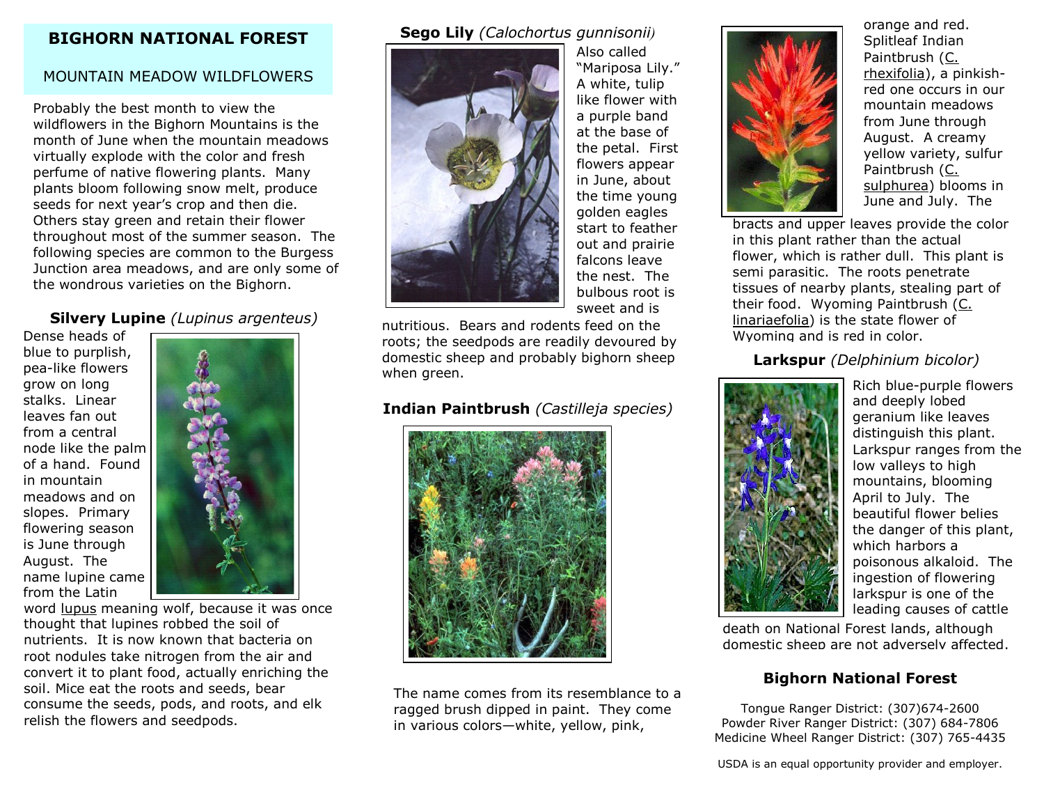# BIGHORN NATIONAL FOREST

## MOUNTAIN MEADOW WILDFLOWERS

Probably the best month to view the wildflowers in the Bighorn Mountains is the month of June when the mountain meadows virtually explode with the color and fresh perfume of native flowering plants. Many plants bloom following snow melt, produce seeds for next year's crop and then die. Others stay green and retain their flower throughout most of the summer season. The following species are common to the Burgess Junction area meadows, and are only some of the wondrous varieties on the Bighorn.

### Silvery Lupine *(Lupinus argenteus)*

Dense heads of blue to purplish, pea-like flowers grow on long stalks. Linear leaves fan out from a central node like the palm of a hand. Found in mountain meadows and on slopes. Primary flowering season is June through August. The name lupine came from the Latin word lupus meaning wolf, because it was once thought that lupines robbed the soil of nutrients. It is now known that bacteria on root nodules take nitrogen from the air and convert it to plant food, actually enriching the soil. Mice eat the roots and seeds, bear consume the seeds, pods, and roots, and elk relish the flowers and seedpods.

### Sego Lily *(Calochortus gunnisonii)*

Also called "Mariposa Lily." A white, tulip like flower with a purple band at the base of the petal. First flowers appear in June, about the time young golden eagles start to feather out and prairie falcons leave the nest. The bulbous root is sweet and is nutritious. Bears and rodents feed on the roots; the seedpods are readily devoured by domestic sheep and probably bighorn sheep when green.

### Indian Paintbrush *(Castilleja species)*

The name comes from its resemblance to a ragged brush dipped in paint. They come in various colors—white, yellow, pink, orange and red. Splitleaf Indian Paintbrush (C. rhexifolia), a pinkish-red one occurs in our mountain meadows from June through August. A creamy yellow variety, sulfur Paintbrush (C. sulphurea) blooms in June and July. The bracts and upper leaves provide the color in this plant rather than the actual flower, which is rather dull. This plant is semi parasitic. The roots penetrate tissues of nearby plants, stealing part of their food. Wyoming Paintbrush (C. linariaefolia) is the state flower of Wyoming and is red in color.

### Larkspur *(Delphinium bicolor)*

Rich blue-purple flowers and deeply lobed geranium like leaves distinguish this plant. Larkspur ranges from the low valleys to high mountains, blooming April to July. The beautiful flower belies the danger of this plant, which harbors a poisonous alkaloid. The ingestion of flowering larkspur is one of the leading causes of cattle death on National Forest lands, although domestic sheep are not adversely affected.

### Bighorn National Forest

Tongue Ranger District: (307)674-2600
Powder River Ranger District: (307) 684-7806
Medicine Wheel Ranger District: (307) 765-4435

USDA is an equal opportunity provider and employer.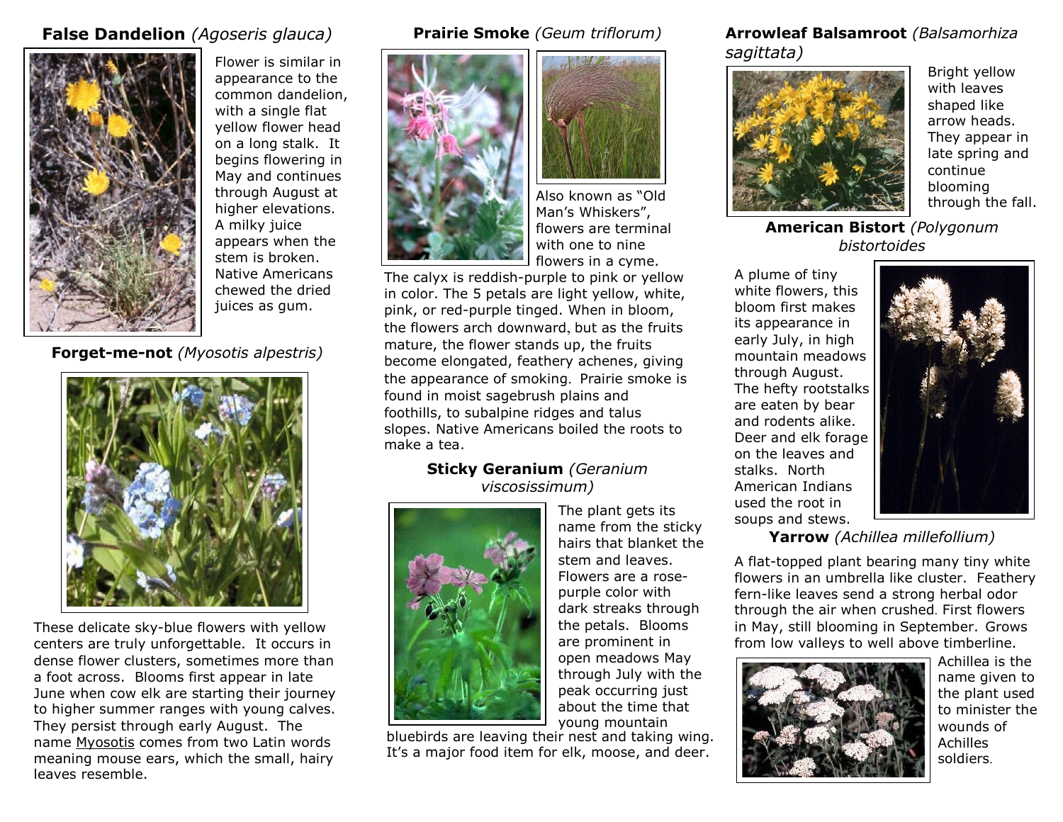## **False Dandelion** *(Agoseris glauca)*

Flower is similar in appearance to the common dandelion, with a single flat yellow flower head on a long stalk. It begins flowering in May and continues through August at higher elevations. A milky juice appears when the stem is broken. Native Americans chewed the dried juices as gum.

## **Forget-me-not** *(Myosotis alpestris)*

These delicate sky-blue flowers with yellow centers are truly unforgettable. It occurs in dense flower clusters, sometimes more than a foot across. Blooms first appear in late June when cow elk are starting their journey to higher summer ranges with young calves. They persist through early August. The name Myosotis comes from two Latin words meaning mouse ears, which the small, hairy leaves resemble.

## **Prairie Smoke** *(Geum triflorum)*

Also known as "Old Man's Whiskers", flowers are terminal with one to nine flowers in a cyme. The calyx is reddish-purple to pink or yellow in color. The 5 petals are light yellow, white, pink, or red-purple tinged. When in bloom, the flowers arch downward, but as the fruits mature, the flower stands up, the fruits become elongated, feathery achenes, giving the appearance of smoking. Prairie smoke is found in moist sagebrush plains and foothills, to subalpine ridges and talus slopes. Native Americans boiled the roots to make a tea.

## **Sticky Geranium** *(Geranium viscosissimum)*

The plant gets its name from the sticky hairs that blanket the stem and leaves. Flowers are a rose-purple color with dark streaks through the petals. Blooms are prominent in open meadows May through July with the peak occurring just about the time that young mountain bluebirds are leaving their nest and taking wing. It's a major food item for elk, moose, and deer.

## **Arrowleaf Balsamroot** *(Balsamorhiza sagittata)*

Bright yellow with leaves shaped like arrow heads. They appear in late spring and continue blooming through the fall.

## **American Bistort** *(Polygonum bistortoides)*

A plume of tiny white flowers, this bloom first makes its appearance in early July, in high mountain meadows through August. The hefty rootstalks are eaten by bear and rodents alike. Deer and elk forage on the leaves and stalks. North American Indians used the root in soups and stews.

## **Yarrow** *(Achillea millefollium)*

A flat-topped plant bearing many tiny white flowers in an umbrella like cluster. Feathery fern-like leaves send a strong herbal odor through the air when crushed. First flowers in May, still blooming in September. Grows from low valleys to well above timberline.

Achillea is the name given to the plant used to minister the wounds of Achilles soldiers.